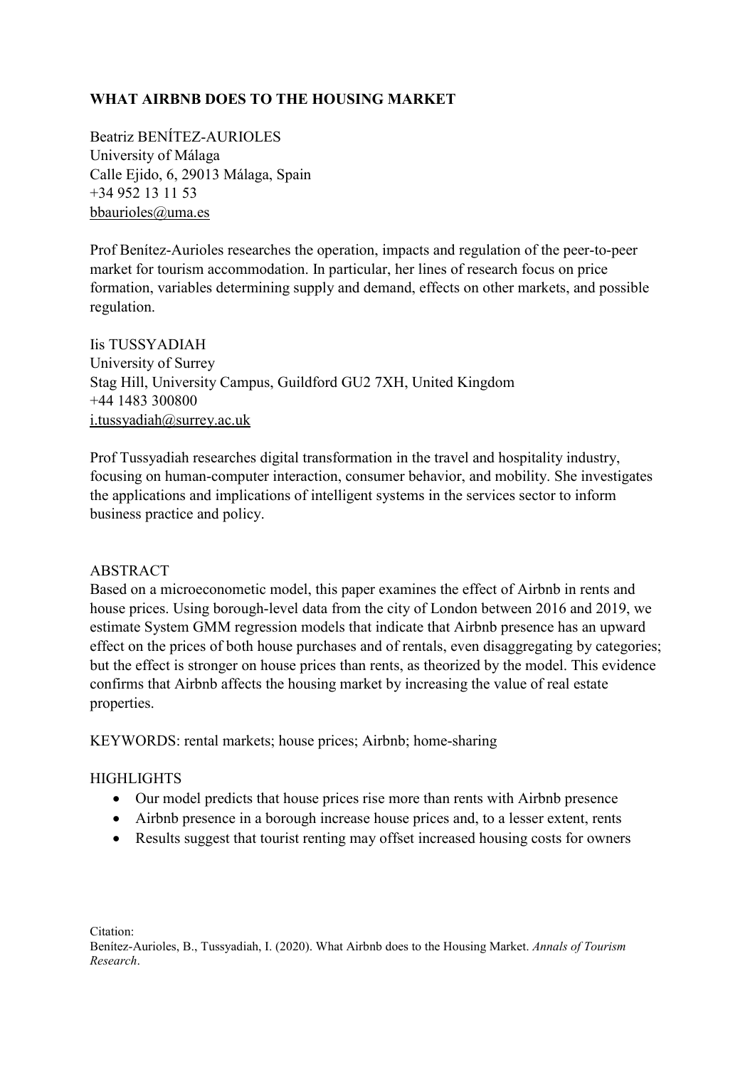# WHAT AIRBNB DOES TO THE HOUSING MARKET

Beatriz BENÍTEZ-AURIOLES
University of Málaga
Calle Ejido, 6, 29013 Málaga, Spain
+34 952 13 11 53
bbaurioles@uma.es

Prof Benítez-Aurioles researches the operation, impacts and regulation of the peer-to-peer market for tourism accommodation. In particular, her lines of research focus on price formation, variables determining supply and demand, effects on other markets, and possible regulation.

Iis TUSSYADIAH
University of Surrey
Stag Hill, University Campus, Guildford GU2 7XH, United Kingdom
+44 1483 300800
i.tussyadiah@surrey.ac.uk

Prof Tussyadiah researches digital transformation in the travel and hospitality industry, focusing on human-computer interaction, consumer behavior, and mobility. She investigates the applications and implications of intelligent systems in the services sector to inform business practice and policy.

## ABSTRACT

Based on a microeconometic model, this paper examines the effect of Airbnb in rents and house prices. Using borough-level data from the city of London between 2016 and 2019, we estimate System GMM regression models that indicate that Airbnb presence has an upward effect on the prices of both house purchases and of rentals, even disaggregating by categories; but the effect is stronger on house prices than rents, as theorized by the model. This evidence confirms that Airbnb affects the housing market by increasing the value of real estate properties.

KEYWORDS: rental markets; house prices; Airbnb; home-sharing

## HIGHLIGHTS

- Our model predicts that house prices rise more than rents with Airbnb presence
- Airbnb presence in a borough increase house prices and, to a lesser extent, rents
- Results suggest that tourist renting may offset increased housing costs for owners

Citation:
Benítez-Aurioles, B., Tussyadiah, I. (2020). What Airbnb does to the Housing Market. *Annals of Tourism Research*.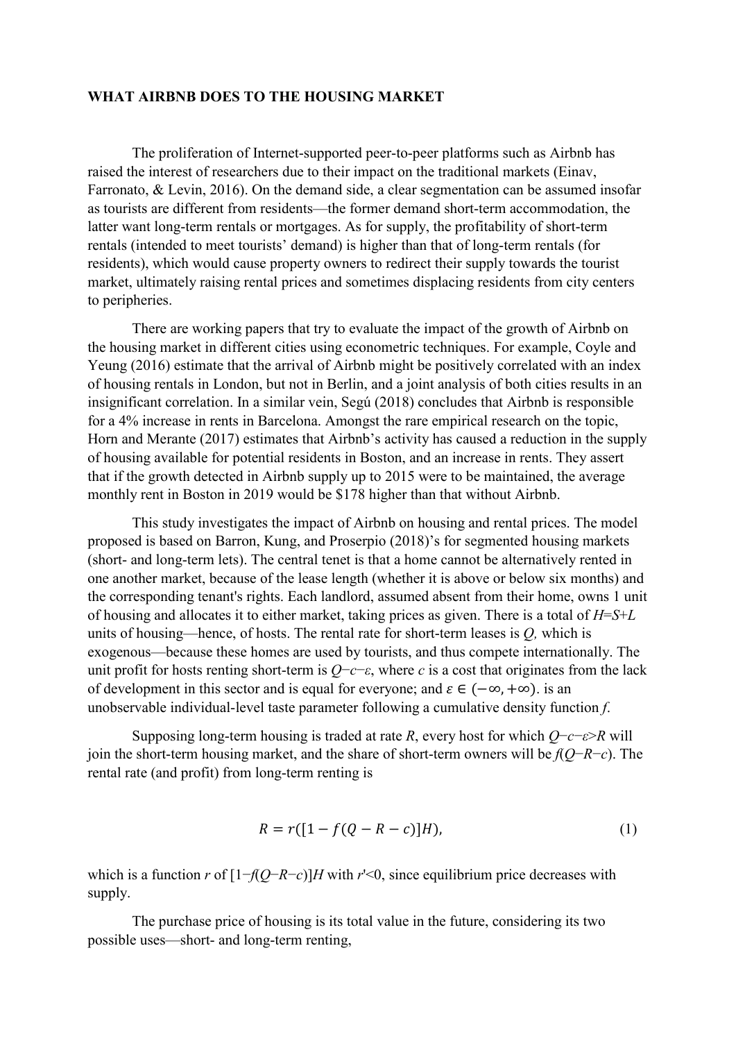**WHAT AIRBNB DOES TO THE HOUSING MARKET**

The proliferation of Internet-supported peer-to-peer platforms such as Airbnb has raised the interest of researchers due to their impact on the traditional markets (Einav, Farronato, & Levin, 2016). On the demand side, a clear segmentation can be assumed insofar as tourists are different from residents—the former demand short-term accommodation, the latter want long-term rentals or mortgages. As for supply, the profitability of short-term rentals (intended to meet tourists' demand) is higher than that of long-term rentals (for residents), which would cause property owners to redirect their supply towards the tourist market, ultimately raising rental prices and sometimes displacing residents from city centers to peripheries.

There are working papers that try to evaluate the impact of the growth of Airbnb on the housing market in different cities using econometric techniques. For example, Coyle and Yeung (2016) estimate that the arrival of Airbnb might be positively correlated with an index of housing rentals in London, but not in Berlin, and a joint analysis of both cities results in an insignificant correlation. In a similar vein, Segú (2018) concludes that Airbnb is responsible for a 4% increase in rents in Barcelona. Amongst the rare empirical research on the topic, Horn and Merante (2017) estimates that Airbnb's activity has caused a reduction in the supply of housing available for potential residents in Boston, and an increase in rents. They assert that if the growth detected in Airbnb supply up to 2015 were to be maintained, the average monthly rent in Boston in 2019 would be $178 higher than that without Airbnb.

This study investigates the impact of Airbnb on housing and rental prices. The model proposed is based on Barron, Kung, and Proserpio (2018)'s for segmented housing markets (short- and long-term lets). The central tenet is that a home cannot be alternatively rented in one another market, because of the lease length (whether it is above or below six months) and the corresponding tenant's rights. Each landlord, assumed absent from their home, owns 1 unit of housing and allocates it to either market, taking prices as given. There is a total of $H=S+L$ units of housing—hence, of hosts. The rental rate for short-term leases is $Q$, which is exogenous—because these homes are used by tourists, and thus compete internationally. The unit profit for hosts renting short-term is $Q-c-\varepsilon$, where $c$ is a cost that originates from the lack of development in this sector and is equal for everyone; and $\varepsilon \in (-\infty, +\infty)$. is an unobservable individual-level taste parameter following a cumulative density function $f$.

Supposing long-term housing is traded at rate $R$, every host for which $Q-c-\varepsilon>R$ will join the short-term housing market, and the share of short-term owners will be $f(Q-R-c)$. The rental rate (and profit) from long-term renting is

$$R = r([1 - f(Q - R - c)]H), \tag{1}$$

which is a function $r$ of $[1-f(Q-R-c)]H$ with $r'<0$, since equilibrium price decreases with supply.

The purchase price of housing is its total value in the future, considering its two possible uses—short- and long-term renting,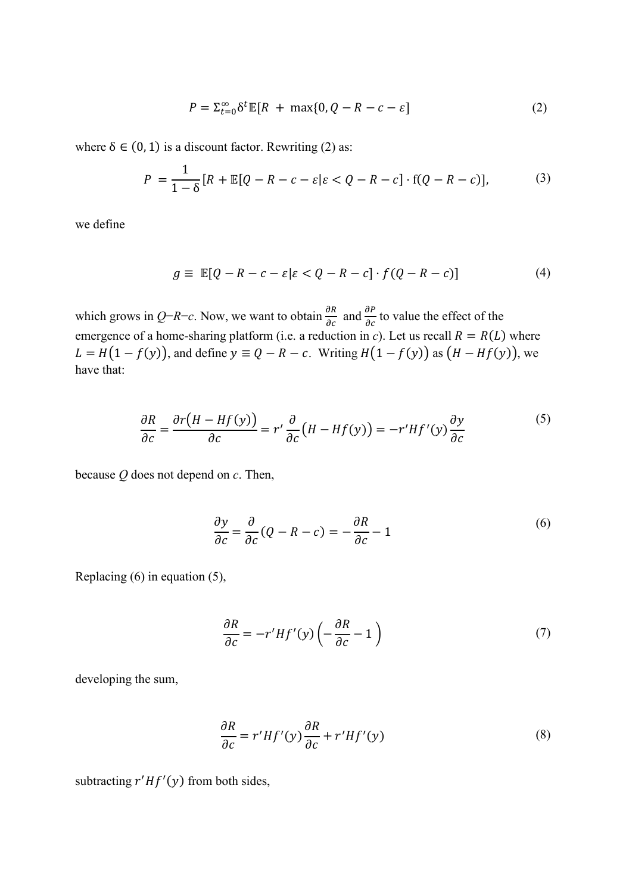$$P = \Sigma_{t=0}^{\infty} \delta^t \mathbb{E}[R \ + \ \max\{0, Q - R - c - \varepsilon] \tag{2}$$

where $\delta \in (0, 1)$ is a discount factor. Rewriting (2) as:

$$P \ = \frac{1}{1-\delta}[R + \mathbb{E}[Q - R - c - \varepsilon | \varepsilon < Q - R - c] \cdot \mathrm{f}(Q - R - c)], \tag{3}$$

we define

$$g \equiv \ \mathbb{E}[Q - R - c - \varepsilon | \varepsilon < Q - R - c] \cdot f(Q - R - c)] \tag{4}$$

which grows in *Q*–*R*–*c*. Now, we want to obtain $\frac{\partial R}{\partial c}$ and $\frac{\partial P}{\partial c}$ to value the effect of the emergence of a home-sharing platform (i.e. a reduction in *c*). Let us recall $R = R(L)$ where $L = H\big(1 - f(y)\big)$, and define $y \equiv Q - R - c$. Writing $H\big(1 - f(y)\big)$ as $\big(H - Hf(y)\big)$, we have that:

$$\frac{\partial R}{\partial c} = \frac{\partial r\big(H - Hf(y)\big)}{\partial c} = r' \frac{\partial}{\partial c}\big(H - Hf(y)\big) = -r'Hf'(y)\frac{\partial y}{\partial c} \tag{5}$$

because *Q* does not depend on *c*. Then,

$$\frac{\partial y}{\partial c} = \frac{\partial}{\partial c}(Q - R - c) = -\frac{\partial R}{\partial c} - 1 \tag{6}$$

Replacing (6) in equation (5),

$$\frac{\partial R}{\partial c} = -r'Hf'(y)\left(-\frac{\partial R}{\partial c} - 1\right) \tag{7}$$

developing the sum,

$$\frac{\partial R}{\partial c} = r'Hf'(y)\frac{\partial R}{\partial c} + r'Hf'(y) \tag{8}$$

subtracting $r'Hf'(y)$ from both sides,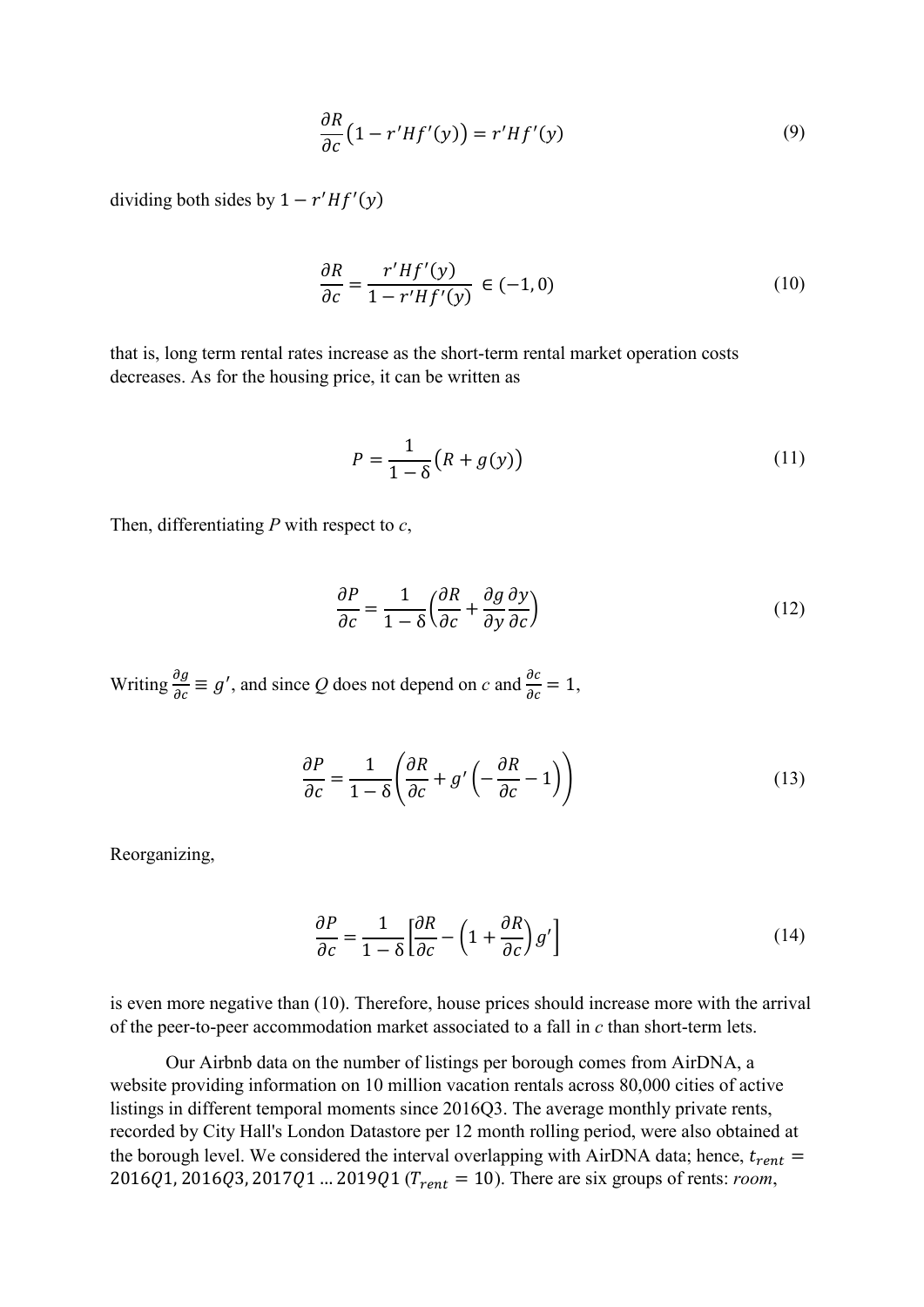$$\frac{\partial R}{\partial c}\left(1 - r'Hf'(y)\right) = r'Hf'(y) \tag{9}$$

dividing both sides by $1 - r'Hf'(y)$

$$\frac{\partial R}{\partial c} = \frac{r'Hf'(y)}{1 - r'Hf'(y)} \in (-1, 0) \tag{10}$$

that is, long term rental rates increase as the short-term rental market operation costs decreases. As for the housing price, it can be written as

$$P = \frac{1}{1 - \delta}\left(R + g(y)\right) \tag{11}$$

Then, differentiating *P* with respect to *c*,

$$\frac{\partial P}{\partial c} = \frac{1}{1 - \delta}\left(\frac{\partial R}{\partial c} + \frac{\partial g}{\partial y}\frac{\partial y}{\partial c}\right) \tag{12}$$

Writing $\frac{\partial g}{\partial c} \equiv g'$, and since *Q* does not depend on *c* and $\frac{\partial c}{\partial c} = 1$,

$$\frac{\partial P}{\partial c} = \frac{1}{1 - \delta}\left(\frac{\partial R}{\partial c} + g'\left(-\frac{\partial R}{\partial c} - 1\right)\right) \tag{13}$$

Reorganizing,

$$\frac{\partial P}{\partial c} = \frac{1}{1 - \delta}\left[\frac{\partial R}{\partial c} - \left(1 + \frac{\partial R}{\partial c}\right)g'\right] \tag{14}$$

is even more negative than (10). Therefore, house prices should increase more with the arrival of the peer-to-peer accommodation market associated to a fall in *c* than short-term lets.

Our Airbnb data on the number of listings per borough comes from AirDNA, a website providing information on 10 million vacation rentals across 80,000 cities of active listings in different temporal moments since 2016Q3. The average monthly private rents, recorded by City Hall's London Datastore per 12 month rolling period, were also obtained at the borough level. We considered the interval overlapping with AirDNA data; hence, $t_{rent} = 2016Q1, 2016Q3, 2017Q1 \ldots 2019Q1$ ($T_{rent} = 10$). There are six groups of rents: *room*,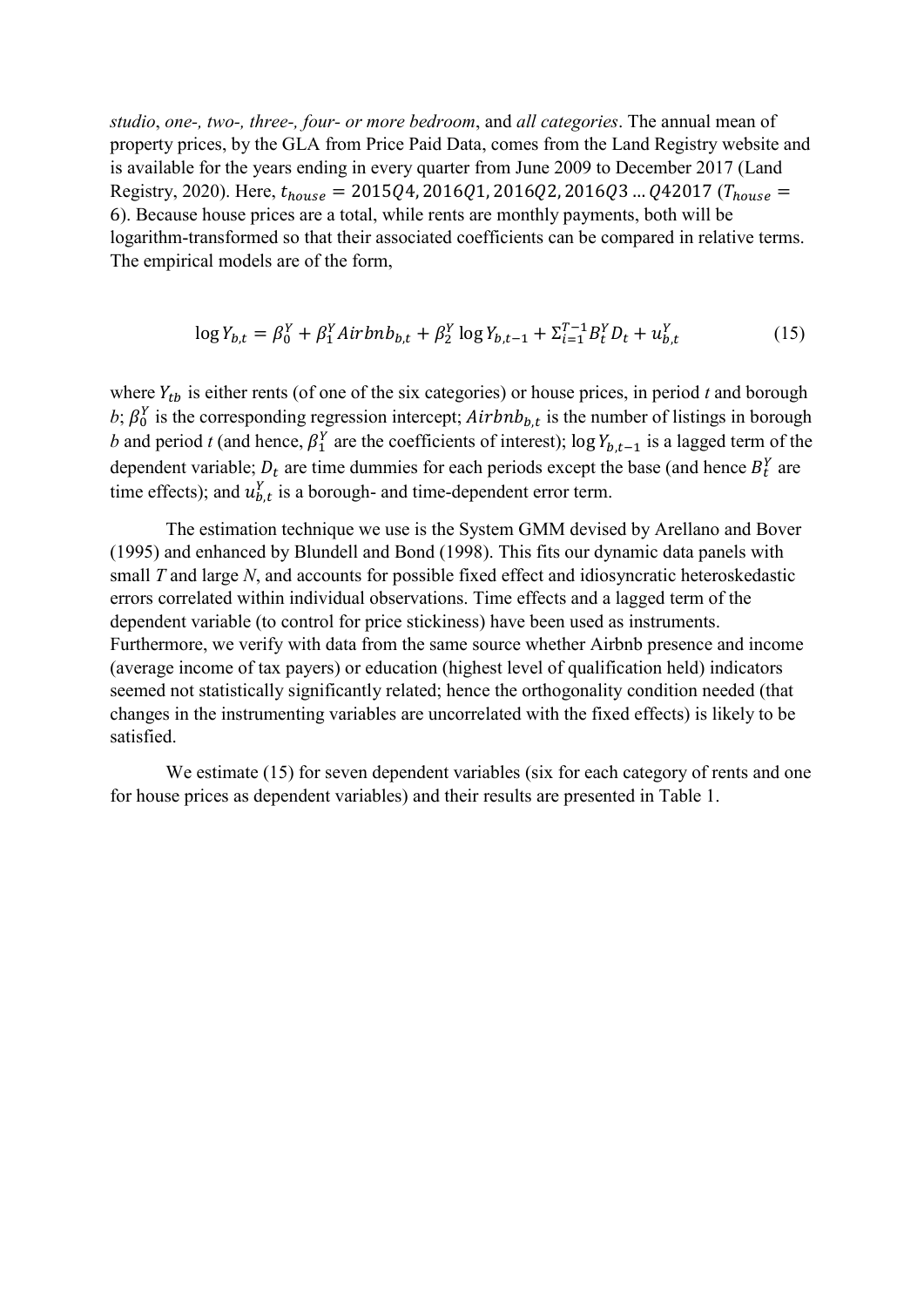*studio*, *one-, two-, three-, four- or more bedroom*, and *all categories*. The annual mean of property prices, by the GLA from Price Paid Data, comes from the Land Registry website and is available for the years ending in every quarter from June 2009 to December 2017 (Land Registry, 2020). Here, $t_{house} = 2015Q4, 2016Q1, 2016Q2, 2016Q3 \ldots Q42017$ ($T_{house} = 6$). Because house prices are a total, while rents are monthly payments, both will be logarithm-transformed so that their associated coefficients can be compared in relative terms. The empirical models are of the form,

$$\log Y_{b,t} = \beta_0^Y + \beta_1^Y Airbnb_{b,t} + \beta_2^Y \log Y_{b,t-1} + \Sigma_{i=1}^{T-1} B_t^Y D_t + u_{b,t}^Y \tag{15}$$

where $Y_{tb}$ is either rents (of one of the six categories) or house prices, in period *t* and borough *b*; $\beta_0^Y$ is the corresponding regression intercept; $Airbnb_{b,t}$ is the number of listings in borough *b* and period *t* (and hence, $\beta_1^Y$ are the coefficients of interest); $\log Y_{b,t-1}$ is a lagged term of the dependent variable; $D_t$ are time dummies for each periods except the base (and hence $B_t^Y$ are time effects); and $u_{b,t}^Y$ is a borough- and time-dependent error term.

The estimation technique we use is the System GMM devised by Arellano and Bover (1995) and enhanced by Blundell and Bond (1998). This fits our dynamic data panels with small *T* and large *N*, and accounts for possible fixed effect and idiosyncratic heteroskedastic errors correlated within individual observations. Time effects and a lagged term of the dependent variable (to control for price stickiness) have been used as instruments. Furthermore, we verify with data from the same source whether Airbnb presence and income (average income of tax payers) or education (highest level of qualification held) indicators seemed not statistically significantly related; hence the orthogonality condition needed (that changes in the instrumenting variables are uncorrelated with the fixed effects) is likely to be satisfied.

We estimate (15) for seven dependent variables (six for each category of rents and one for house prices as dependent variables) and their results are presented in Table 1.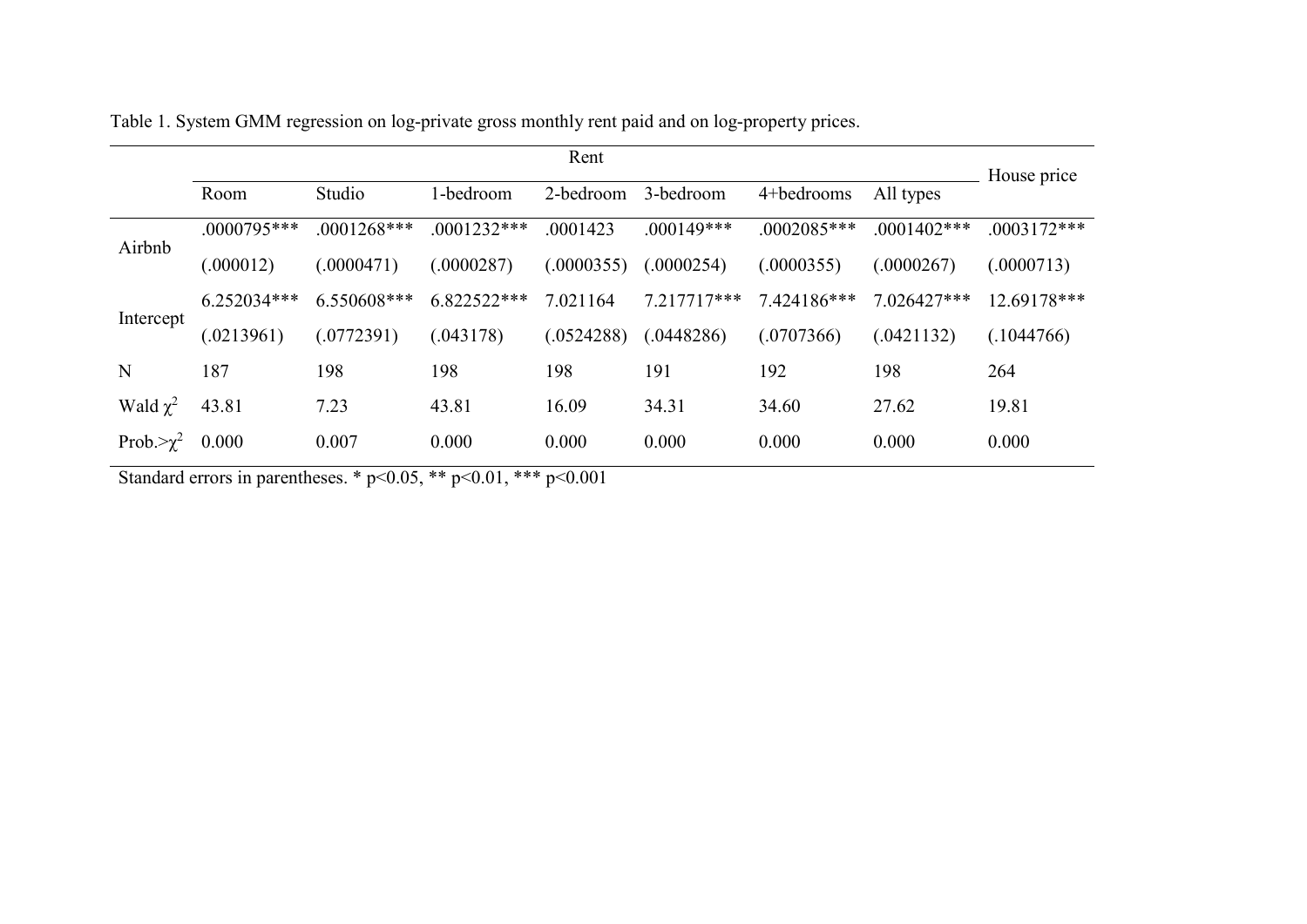Table 1. System GMM regression on log-private gross monthly rent paid and on log-property prices.

| | Rent | | | | | | | House price |
|---|---|---|---|---|---|---|---|---|
| | Room | Studio | 1-bedroom | 2-bedroom | 3-bedroom | 4+bedrooms | All types | |
| Airbnb | .0000795*** | .0001268*** | .0001232*** | .0001423 | .000149*** | .0002085*** | .0001402*** | .0003172*** |
| | (.000012) | (.0000471) | (.0000287) | (.0000355) | (.0000254) | (.0000355) | (.0000267) | (.0000713) |
| Intercept | 6.252034*** | 6.550608*** | 6.822522*** | 7.021164 | 7.217717*** | 7.424186*** | 7.026427*** | 12.69178*** |
| | (.0213961) | (.0772391) | (.043178) | (.0524288) | (.0448286) | (.0707366) | (.0421132) | (.1044766) |
| N | 187 | 198 | 198 | 198 | 191 | 192 | 198 | 264 |
| Wald $\chi^2$ | 43.81 | 7.23 | 43.81 | 16.09 | 34.31 | 34.60 | 27.62 | 19.81 |
| Prob.>$\chi^2$ | 0.000 | 0.007 | 0.000 | 0.000 | 0.000 | 0.000 | 0.000 | 0.000 |

Standard errors in parentheses. * $p<0.05$, ** $p<0.01$, *** $p<0.001$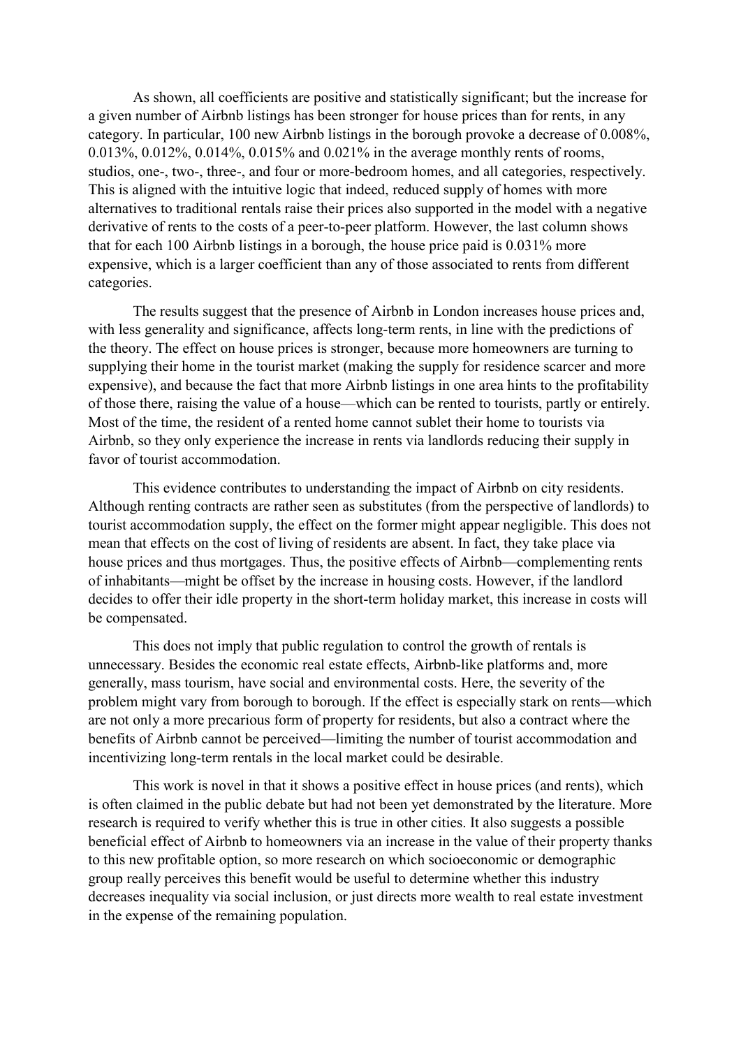As shown, all coefficients are positive and statistically significant; but the increase for a given number of Airbnb listings has been stronger for house prices than for rents, in any category. In particular, 100 new Airbnb listings in the borough provoke a decrease of 0.008%, 0.013%, 0.012%, 0.014%, 0.015% and 0.021% in the average monthly rents of rooms, studios, one-, two-, three-, and four or more-bedroom homes, and all categories, respectively. This is aligned with the intuitive logic that indeed, reduced supply of homes with more alternatives to traditional rentals raise their prices also supported in the model with a negative derivative of rents to the costs of a peer-to-peer platform. However, the last column shows that for each 100 Airbnb listings in a borough, the house price paid is 0.031% more expensive, which is a larger coefficient than any of those associated to rents from different categories.

The results suggest that the presence of Airbnb in London increases house prices and, with less generality and significance, affects long-term rents, in line with the predictions of the theory. The effect on house prices is stronger, because more homeowners are turning to supplying their home in the tourist market (making the supply for residence scarcer and more expensive), and because the fact that more Airbnb listings in one area hints to the profitability of those there, raising the value of a house—which can be rented to tourists, partly or entirely. Most of the time, the resident of a rented home cannot sublet their home to tourists via Airbnb, so they only experience the increase in rents via landlords reducing their supply in favor of tourist accommodation.

This evidence contributes to understanding the impact of Airbnb on city residents. Although renting contracts are rather seen as substitutes (from the perspective of landlords) to tourist accommodation supply, the effect on the former might appear negligible. This does not mean that effects on the cost of living of residents are absent. In fact, they take place via house prices and thus mortgages. Thus, the positive effects of Airbnb—complementing rents of inhabitants—might be offset by the increase in housing costs. However, if the landlord decides to offer their idle property in the short-term holiday market, this increase in costs will be compensated.

This does not imply that public regulation to control the growth of rentals is unnecessary. Besides the economic real estate effects, Airbnb-like platforms and, more generally, mass tourism, have social and environmental costs. Here, the severity of the problem might vary from borough to borough. If the effect is especially stark on rents—which are not only a more precarious form of property for residents, but also a contract where the benefits of Airbnb cannot be perceived—limiting the number of tourist accommodation and incentivizing long-term rentals in the local market could be desirable.

This work is novel in that it shows a positive effect in house prices (and rents), which is often claimed in the public debate but had not been yet demonstrated by the literature. More research is required to verify whether this is true in other cities. It also suggests a possible beneficial effect of Airbnb to homeowners via an increase in the value of their property thanks to this new profitable option, so more research on which socioeconomic or demographic group really perceives this benefit would be useful to determine whether this industry decreases inequality via social inclusion, or just directs more wealth to real estate investment in the expense of the remaining population.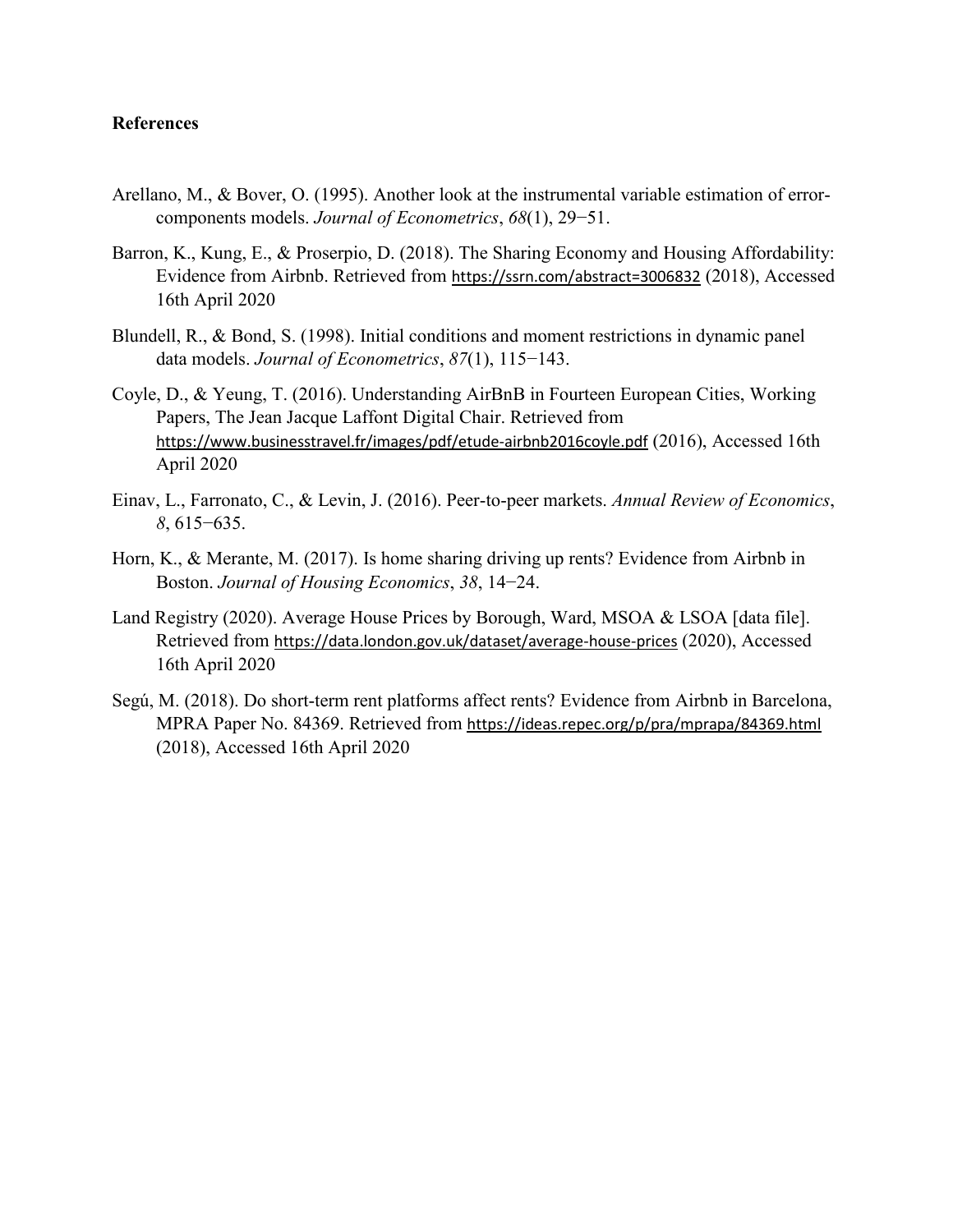**References**

Arellano, M., & Bover, O. (1995). Another look at the instrumental variable estimation of error-components models. *Journal of Econometrics*, *68*(1), 29−51.

Barron, K., Kung, E., & Proserpio, D. (2018). The Sharing Economy and Housing Affordability: Evidence from Airbnb. Retrieved from https://ssrn.com/abstract=3006832 (2018), Accessed 16th April 2020

Blundell, R., & Bond, S. (1998). Initial conditions and moment restrictions in dynamic panel data models. *Journal of Econometrics*, *87*(1), 115−143.

Coyle, D., & Yeung, T. (2016). Understanding AirBnB in Fourteen European Cities, Working Papers, The Jean Jacque Laffont Digital Chair. Retrieved from https://www.businesstravel.fr/images/pdf/etude-airbnb2016coyle.pdf (2016), Accessed 16th April 2020

Einav, L., Farronato, C., & Levin, J. (2016). Peer-to-peer markets. *Annual Review of Economics*, *8*, 615−635.

Horn, K., & Merante, M. (2017). Is home sharing driving up rents? Evidence from Airbnb in Boston. *Journal of Housing Economics*, *38*, 14−24.

Land Registry (2020). Average House Prices by Borough, Ward, MSOA & LSOA [data file]. Retrieved from https://data.london.gov.uk/dataset/average-house-prices (2020), Accessed 16th April 2020

Segú, M. (2018). Do short-term rent platforms affect rents? Evidence from Airbnb in Barcelona, MPRA Paper No. 84369. Retrieved from https://ideas.repec.org/p/pra/mprapa/84369.html (2018), Accessed 16th April 2020